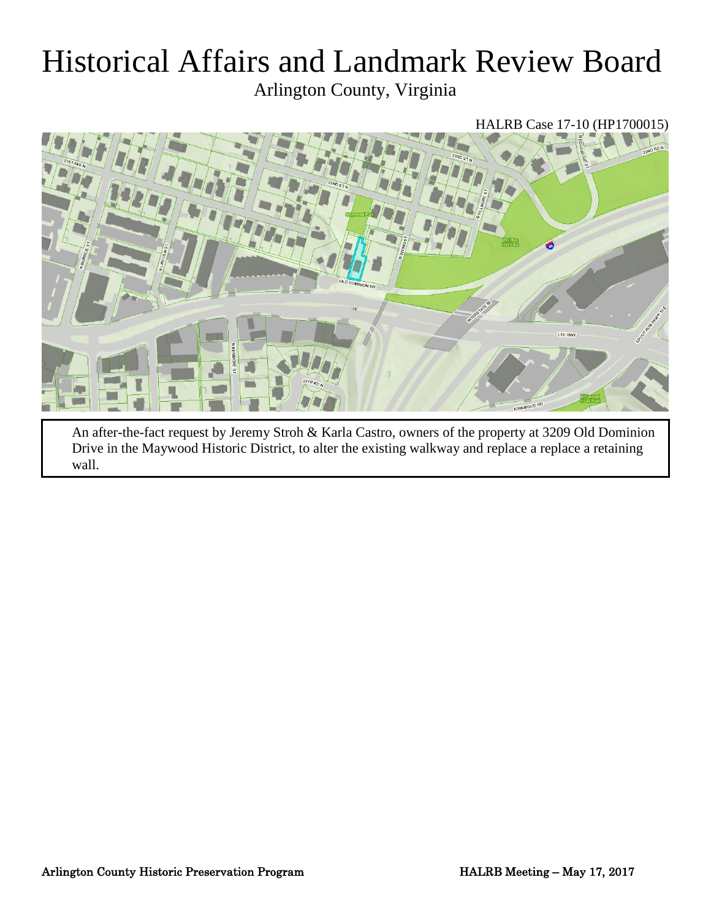# Historical Affairs and Landmark Review Board

Arlington County, Virginia

HALRB Case 17-10 (HP1700015)

An after-the-fact request by Jeremy Stroh & Karla Castro, owners of the property at 3209 Old Dominion Drive in the Maywood Historic District, to alter the existing walkway and replace a replace a retaining wall.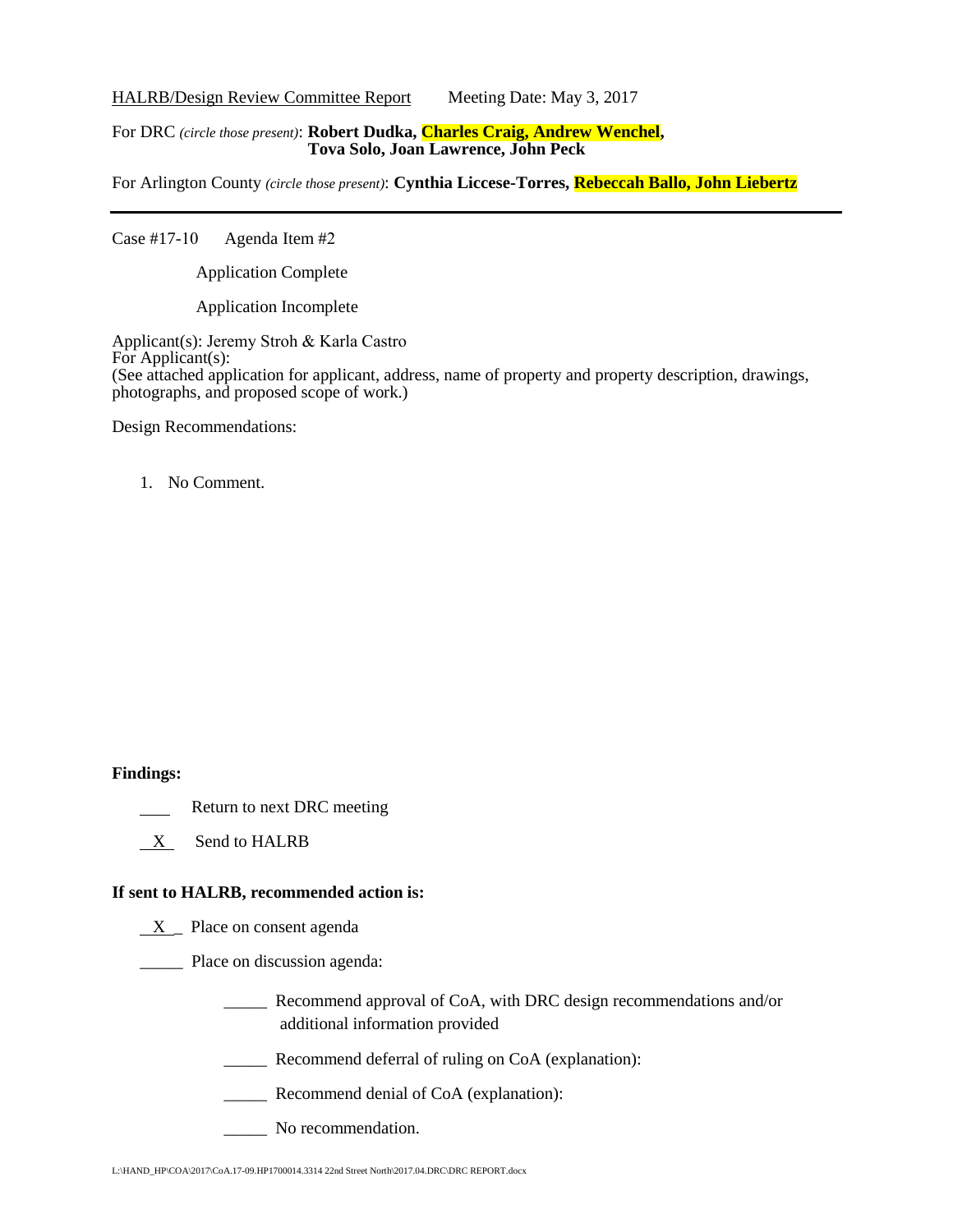HALRB/Design Review Committee Report    Meeting Date: May 3, 2017

For DRC *(circle those present)*: **Robert Dudka, Charles Craig, Andrew Wenchel, Tova Solo, Joan Lawrence, John Peck**

For Arlington County *(circle those present)*: **Cynthia Liccese-Torres, Rebeccah Ballo, John Liebertz**

---

Case #17-10    Agenda Item #2

Application Complete

Application Incomplete

Applicant(s): Jeremy Stroh & Karla Castro
For Applicant(s):
(See attached application for applicant, address, name of property and property description, drawings, photographs, and proposed scope of work.)

Design Recommendations:

1. No Comment.

**Findings:**

____ Return to next DRC meeting

_X_ Send to HALRB

**If sent to HALRB, recommended action is:**

_X_ Place on consent agenda

_____ Place on discussion agenda:

_____ Recommend approval of CoA, with DRC design recommendations and/or additional information provided

_____ Recommend deferral of ruling on CoA (explanation):

_____ Recommend denial of CoA (explanation):

_____ No recommendation.

L:\HAND_HP\COA\2017\CoA.17-09.HP1700014.3314 22nd Street North\2017.04.DRC\DRC REPORT.docx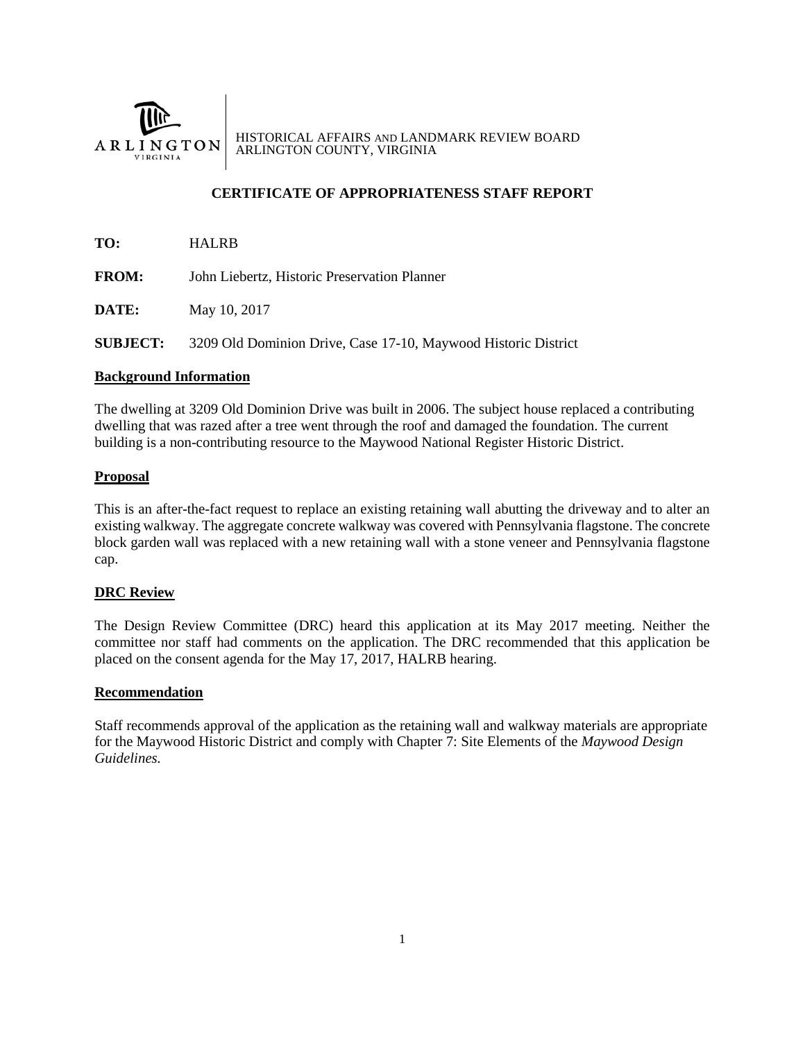ARLINGTON VIRGINIA | HISTORICAL AFFAIRS AND LANDMARK REVIEW BOARD
ARLINGTON COUNTY, VIRGINIA

# CERTIFICATE OF APPROPRIATENESS STAFF REPORT

**TO:** HALRB

**FROM:** John Liebertz, Historic Preservation Planner

**DATE:** May 10, 2017

**SUBJECT:** 3209 Old Dominion Drive, Case 17-10, Maywood Historic District

## Background Information

The dwelling at 3209 Old Dominion Drive was built in 2006. The subject house replaced a contributing dwelling that was razed after a tree went through the roof and damaged the foundation. The current building is a non-contributing resource to the Maywood National Register Historic District.

## Proposal

This is an after-the-fact request to replace an existing retaining wall abutting the driveway and to alter an existing walkway. The aggregate concrete walkway was covered with Pennsylvania flagstone. The concrete block garden wall was replaced with a new retaining wall with a stone veneer and Pennsylvania flagstone cap.

## DRC Review

The Design Review Committee (DRC) heard this application at its May 2017 meeting. Neither the committee nor staff had comments on the application. The DRC recommended that this application be placed on the consent agenda for the May 17, 2017, HALRB hearing.

## Recommendation

Staff recommends approval of the application as the retaining wall and walkway materials are appropriate for the Maywood Historic District and comply with Chapter 7: Site Elements of the *Maywood Design Guidelines.*